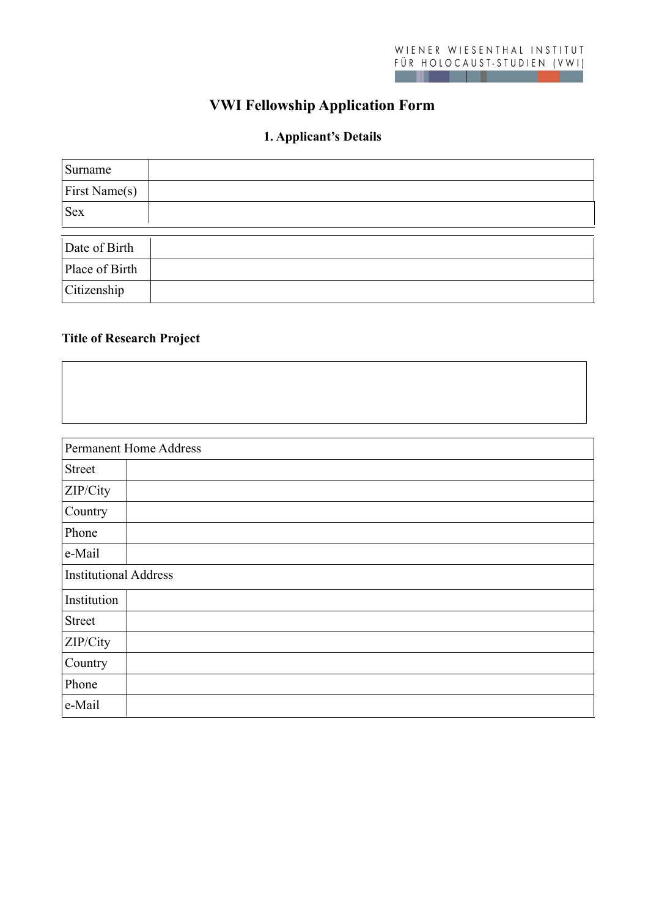WIENER WIESENTHAL INSTITUT FÜR HOLOCAUST-STUDIEN (VWI)

# VWI Fellowship Application Form

## 1. Applicant's Details

| Surname | |
|---|---|
| First Name(s) | |
| Sex | |

| Date of Birth | |
|---|---|
| Place of Birth | |
| Citizenship | |

**Title of Research Project**

| |
|---|
| |

| Permanent Home Address | |
|---|---|
| Street | |
| ZIP/City | |
| Country | |
| Phone | |
| e-Mail | |
| Institutional Address | |
| Institution | |
| Street | |
| ZIP/City | |
| Country | |
| Phone | |
| e-Mail | |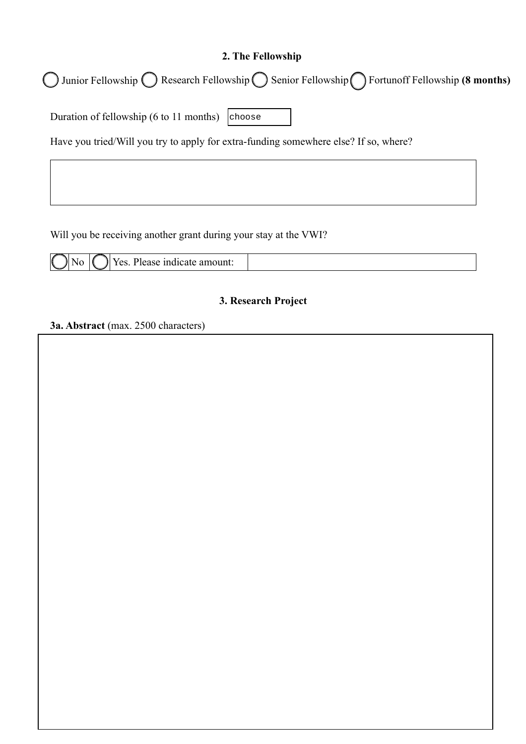## 2. The Fellowship

○ Junior Fellowship ○ Research Fellowship ○ Senior Fellowship ○ Fortunoff Fellowship **(8 months)**

Duration of fellowship (6 to 11 months) choose

Have you tried/Will you try to apply for extra-funding somewhere else? If so, where?

Will you be receiving another grant during your stay at the VWI?

| ○ | No | ○ | Yes. Please indicate amount: | |
|---|---|---|---|---|

## 3. Research Project

**3a. Abstract** (max. 2500 characters)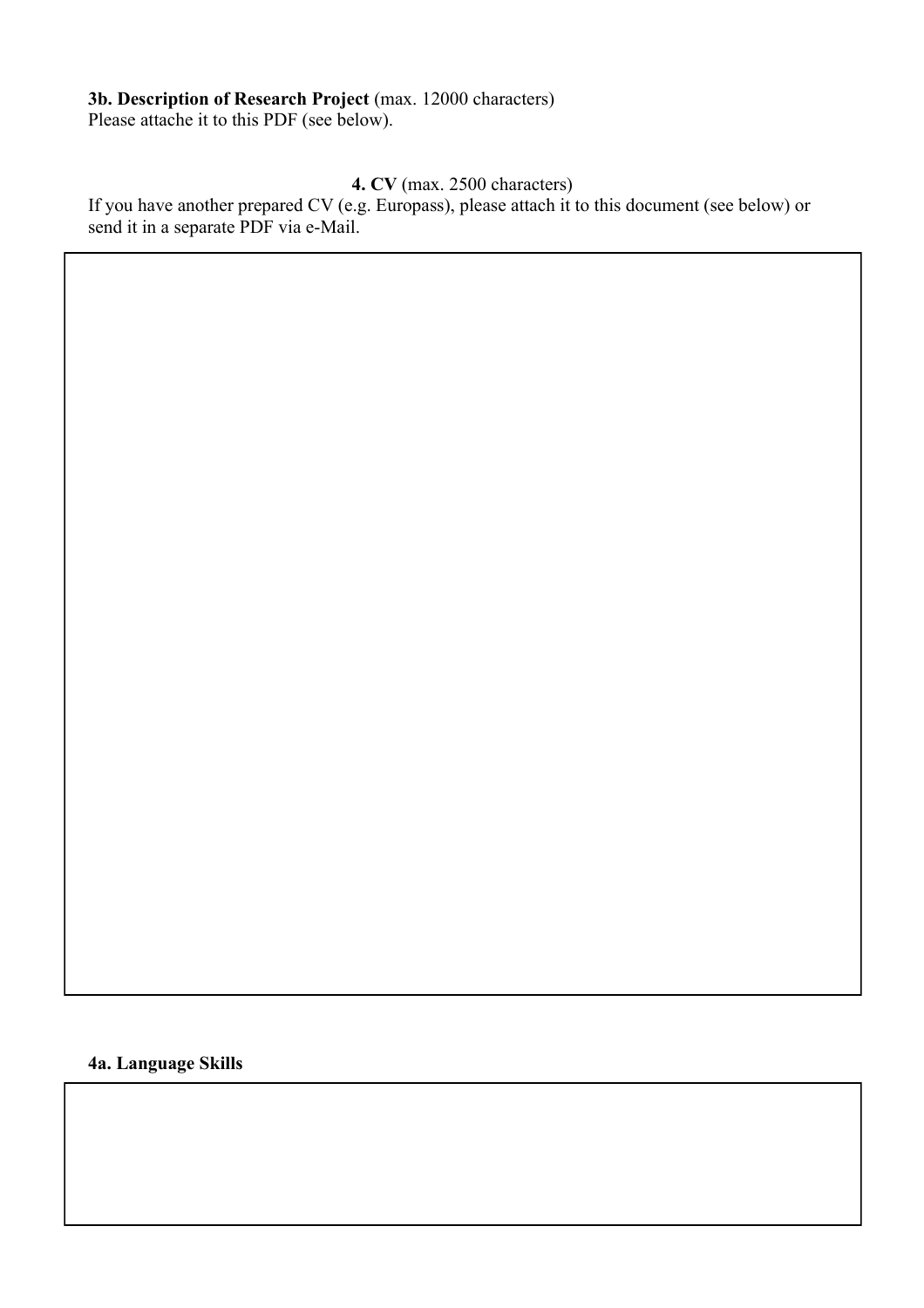**3b. Description of Research Project** (max. 12000 characters)
Please attache it to this PDF (see below).

**4. CV** (max. 2500 characters)
If you have another prepared CV (e.g. Europass), please attach it to this document (see below) or send it in a separate PDF via e-Mail.

**4a. Language Skills**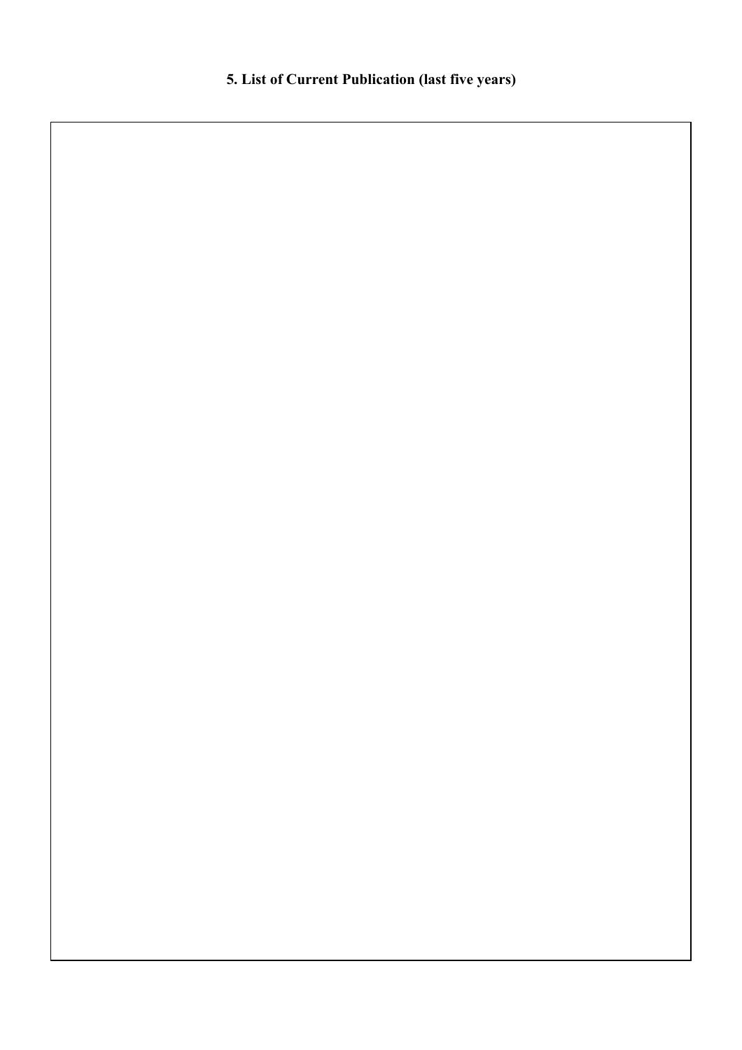# 5. List of Current Publication (last five years)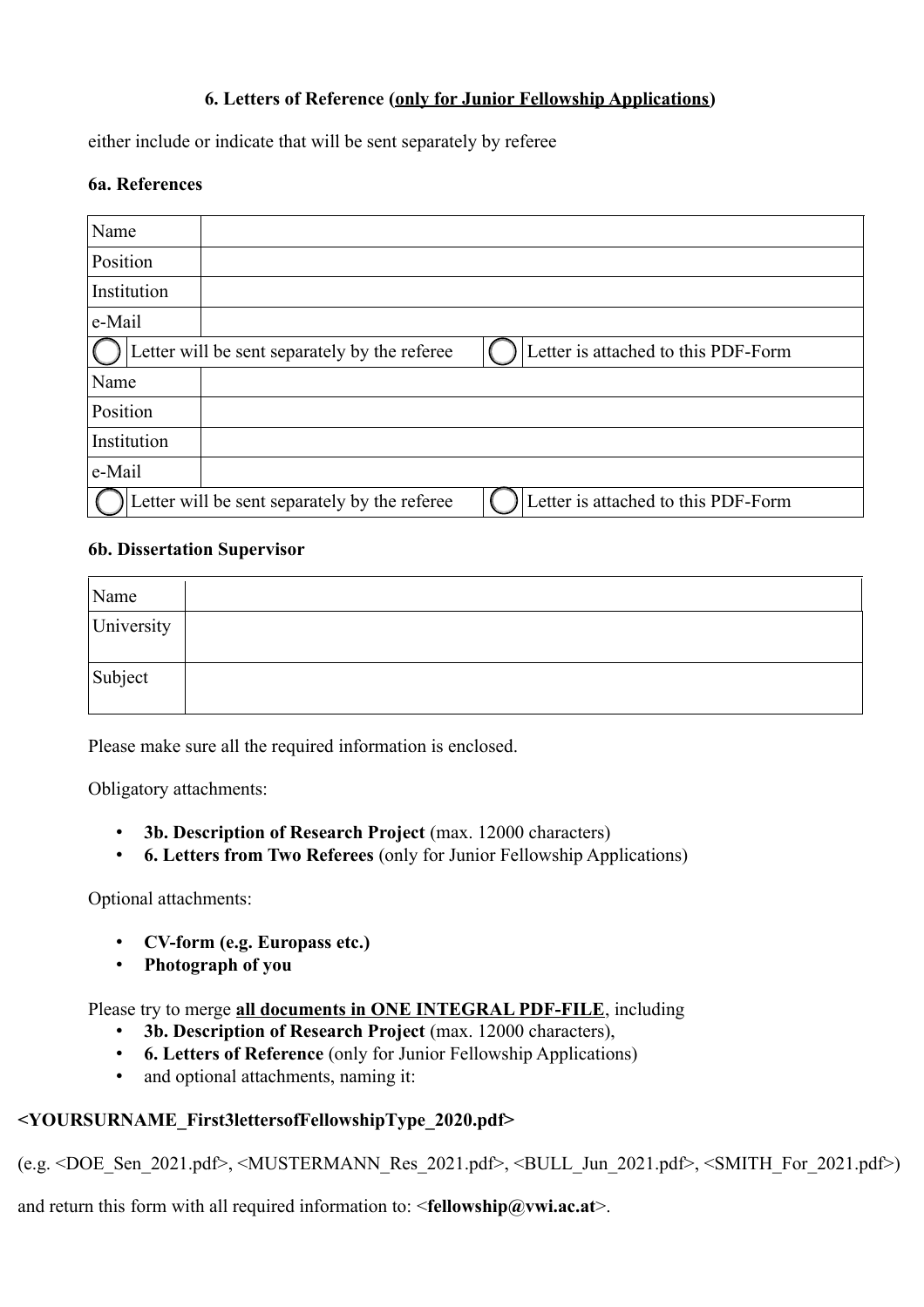### 6. Letters of Reference (<u>only for Junior Fellowship Applications</u>)

either include or indicate that will be sent separately by referee

#### 6a. References

| | | | |
|---|---|---|---|
| Name | | | |
| Position | | | |
| Institution | | | |
| e-Mail | | | |
| ◯ | Letter will be sent separately by the referee | ◯ | Letter is attached to this PDF-Form |
| Name | | | |
| Position | | | |
| Institution | | | |
| e-Mail | | | |
| ◯ | Letter will be sent separately by the referee | ◯ | Letter is attached to this PDF-Form |

#### 6b. Dissertation Supervisor

| | |
|---|---|
| Name | |
| University | |
| Subject | |

Please make sure all the required information is enclosed.

Obligatory attachments:

- **3b. Description of Research Project** (max. 12000 characters)
- **6. Letters from Two Referees** (only for Junior Fellowship Applications)

Optional attachments:

- **CV-form (e.g. Europass etc.)**
- **Photograph of you**

Please try to merge <u>**all documents in ONE INTEGRAL PDF-FILE**</u>, including

- **3b. Description of Research Project** (max. 12000 characters),
- **6. Letters of Reference** (only for Junior Fellowship Applications)
- and optional attachments, naming it:

**<YOURSURNAME_First3lettersofFellowshipType_2020.pdf>**

(e.g. <DOE_Sen_2021.pdf>, <MUSTERMANN_Res_2021.pdf>, <BULL_Jun_2021.pdf>, <SMITH_For_2021.pdf>)

and return this form with all required information to: <**fellowship@vwi.ac.at**>.